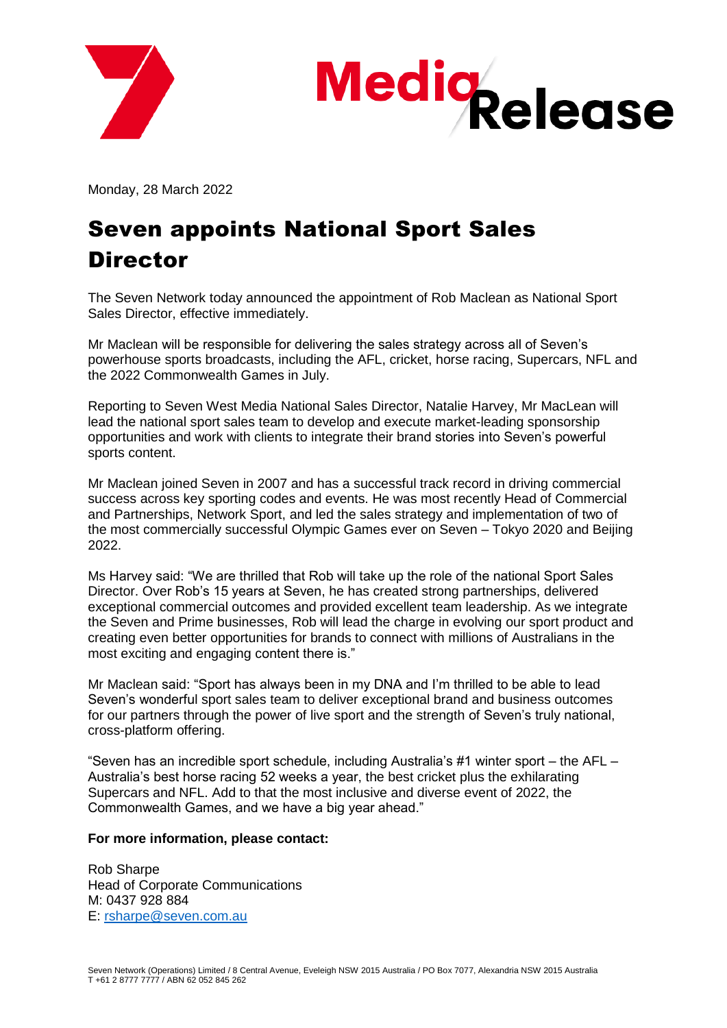Media Release

Monday, 28 March 2022

# Seven appoints National Sport Sales Director

The Seven Network today announced the appointment of Rob Maclean as National Sport Sales Director, effective immediately.

Mr Maclean will be responsible for delivering the sales strategy across all of Seven's powerhouse sports broadcasts, including the AFL, cricket, horse racing, Supercars, NFL and the 2022 Commonwealth Games in July.

Reporting to Seven West Media National Sales Director, Natalie Harvey, Mr MacLean will lead the national sport sales team to develop and execute market-leading sponsorship opportunities and work with clients to integrate their brand stories into Seven's powerful sports content.

Mr Maclean joined Seven in 2007 and has a successful track record in driving commercial success across key sporting codes and events. He was most recently Head of Commercial and Partnerships, Network Sport, and led the sales strategy and implementation of two of the most commercially successful Olympic Games ever on Seven – Tokyo 2020 and Beijing 2022.

Ms Harvey said: "We are thrilled that Rob will take up the role of the national Sport Sales Director. Over Rob's 15 years at Seven, he has created strong partnerships, delivered exceptional commercial outcomes and provided excellent team leadership. As we integrate the Seven and Prime businesses, Rob will lead the charge in evolving our sport product and creating even better opportunities for brands to connect with millions of Australians in the most exciting and engaging content there is."

Mr Maclean said: "Sport has always been in my DNA and I'm thrilled to be able to lead Seven's wonderful sport sales team to deliver exceptional brand and business outcomes for our partners through the power of live sport and the strength of Seven's truly national, cross-platform offering.

"Seven has an incredible sport schedule, including Australia's #1 winter sport – the AFL – Australia's best horse racing 52 weeks a year, the best cricket plus the exhilarating Supercars and NFL. Add to that the most inclusive and diverse event of 2022, the Commonwealth Games, and we have a big year ahead."

**For more information, please contact:**

Rob Sharpe  
Head of Corporate Communications  
M: 0437 928 884  
E: rsharpe@seven.com.au

Seven Network (Operations) Limited / 8 Central Avenue, Eveleigh NSW 2015 Australia / PO Box 7077, Alexandria NSW 2015 Australia  
T +61 2 8777 7777 / ABN 62 052 845 262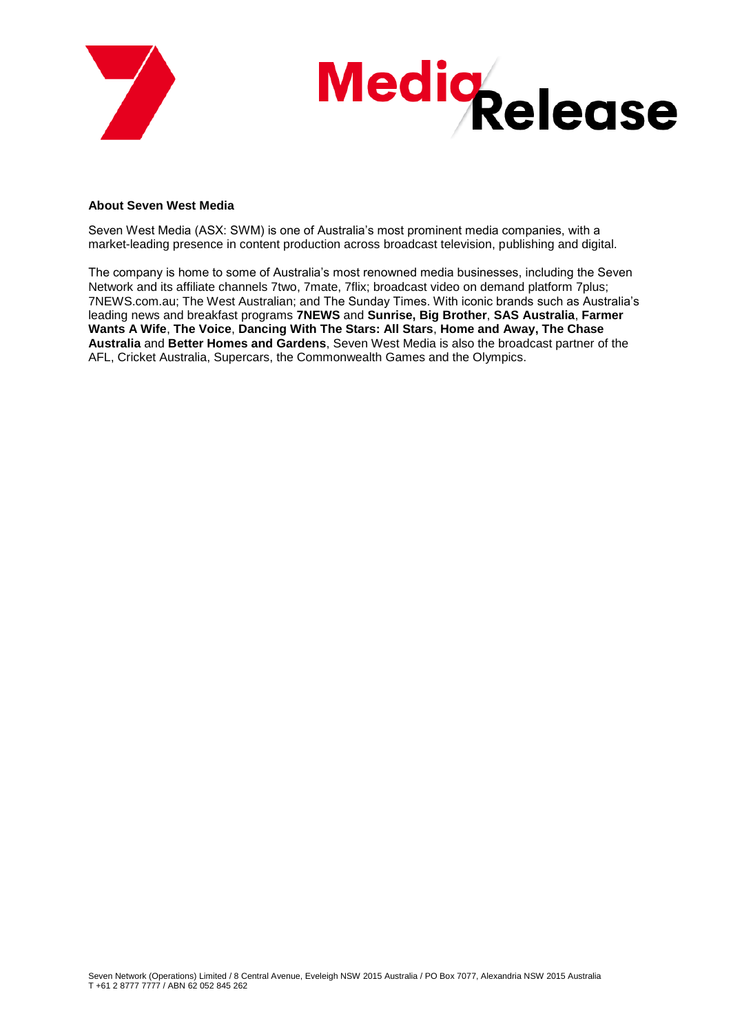**About Seven West Media**

Seven West Media (ASX: SWM) is one of Australia's most prominent media companies, with a market-leading presence in content production across broadcast television, publishing and digital.

The company is home to some of Australia's most renowned media businesses, including the Seven Network and its affiliate channels 7two, 7mate, 7flix; broadcast video on demand platform 7plus; 7NEWS.com.au; The West Australian; and The Sunday Times. With iconic brands such as Australia's leading news and breakfast programs **7NEWS** and **Sunrise, Big Brother**, **SAS Australia**, **Farmer Wants A Wife**, **The Voice**, **Dancing With The Stars: All Stars**, **Home and Away, The Chase Australia** and **Better Homes and Gardens**, Seven West Media is also the broadcast partner of the AFL, Cricket Australia, Supercars, the Commonwealth Games and the Olympics.

Seven Network (Operations) Limited / 8 Central Avenue, Eveleigh NSW 2015 Australia / PO Box 7077, Alexandria NSW 2015 Australia
T +61 2 8777 7777 / ABN 62 052 845 262